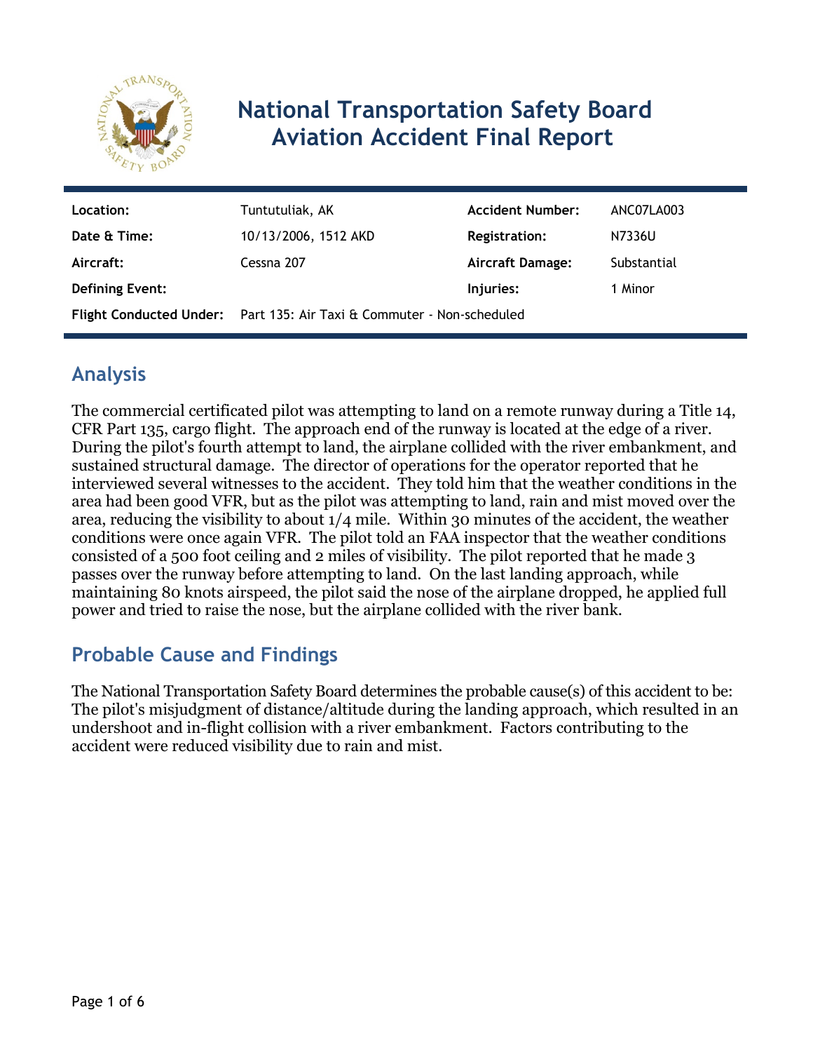# National Transportation Safety Board Aviation Accident Final Report

| Location: | Tuntutuliak, AK | Accident Number: | ANC07LA003 |
|---|---|---|---|
| Date & Time: | 10/13/2006, 1512 AKD | Registration: | N7336U |
| Aircraft: | Cessna 207 | Aircraft Damage: | Substantial |
| Defining Event: | | Injuries: | 1 Minor |
| Flight Conducted Under: | Part 135: Air Taxi & Commuter - Non-scheduled | | |

## Analysis

The commercial certificated pilot was attempting to land on a remote runway during a Title 14, CFR Part 135, cargo flight. The approach end of the runway is located at the edge of a river. During the pilot's fourth attempt to land, the airplane collided with the river embankment, and sustained structural damage. The director of operations for the operator reported that he interviewed several witnesses to the accident. They told him that the weather conditions in the area had been good VFR, but as the pilot was attempting to land, rain and mist moved over the area, reducing the visibility to about 1/4 mile. Within 30 minutes of the accident, the weather conditions were once again VFR. The pilot told an FAA inspector that the weather conditions consisted of a 500 foot ceiling and 2 miles of visibility. The pilot reported that he made 3 passes over the runway before attempting to land. On the last landing approach, while maintaining 80 knots airspeed, the pilot said the nose of the airplane dropped, he applied full power and tried to raise the nose, but the airplane collided with the river bank.

## Probable Cause and Findings

The National Transportation Safety Board determines the probable cause(s) of this accident to be:
The pilot's misjudgment of distance/altitude during the landing approach, which resulted in an undershoot and in-flight collision with a river embankment. Factors contributing to the accident were reduced visibility due to rain and mist.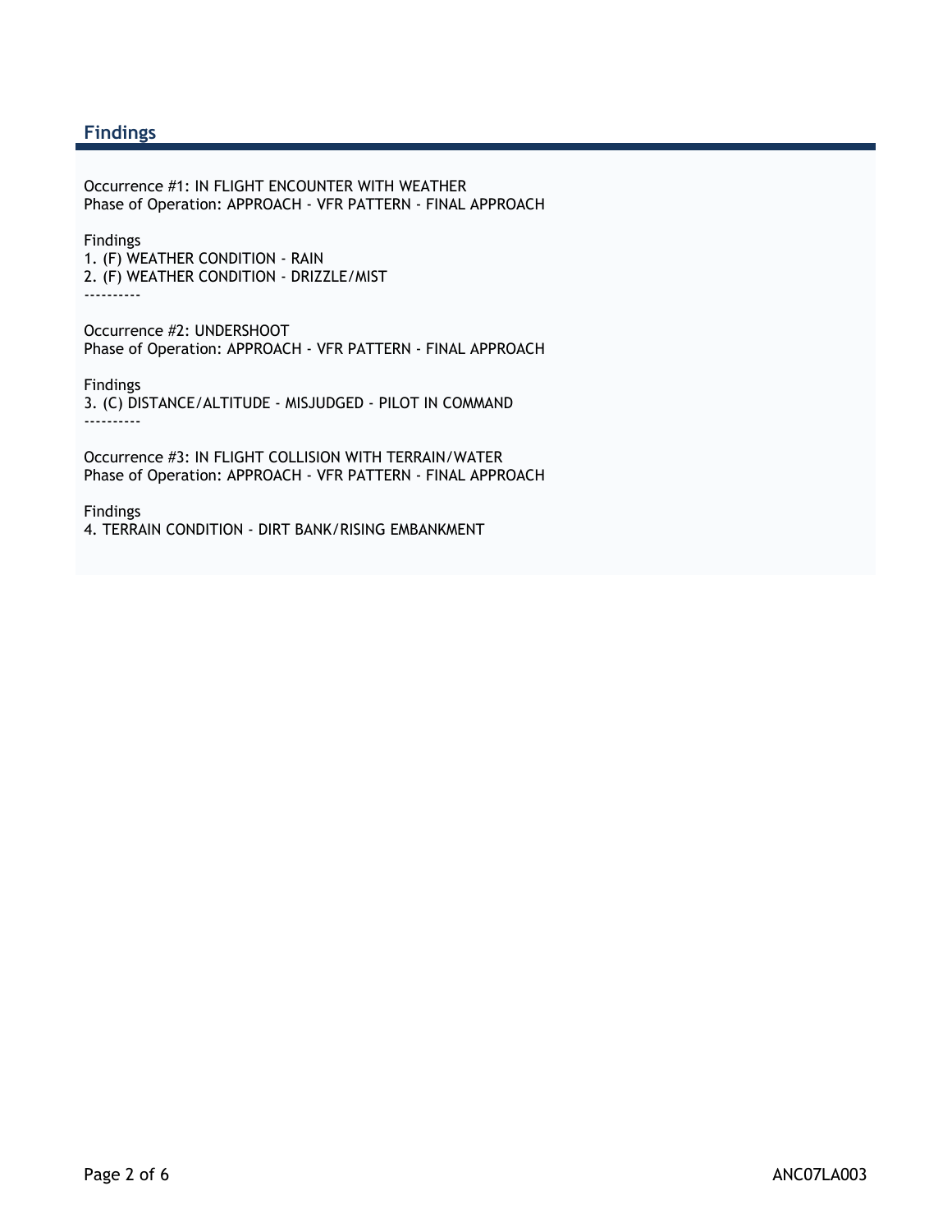## Findings

Occurrence #1: IN FLIGHT ENCOUNTER WITH WEATHER
Phase of Operation: APPROACH - VFR PATTERN - FINAL APPROACH

Findings
1. (F) WEATHER CONDITION - RAIN
2. (F) WEATHER CONDITION - DRIZZLE/MIST

----------

Occurrence #2: UNDERSHOOT
Phase of Operation: APPROACH - VFR PATTERN - FINAL APPROACH

Findings
3. (C) DISTANCE/ALTITUDE - MISJUDGED - PILOT IN COMMAND

----------

Occurrence #3: IN FLIGHT COLLISION WITH TERRAIN/WATER
Phase of Operation: APPROACH - VFR PATTERN - FINAL APPROACH

Findings
4. TERRAIN CONDITION - DIRT BANK/RISING EMBANKMENT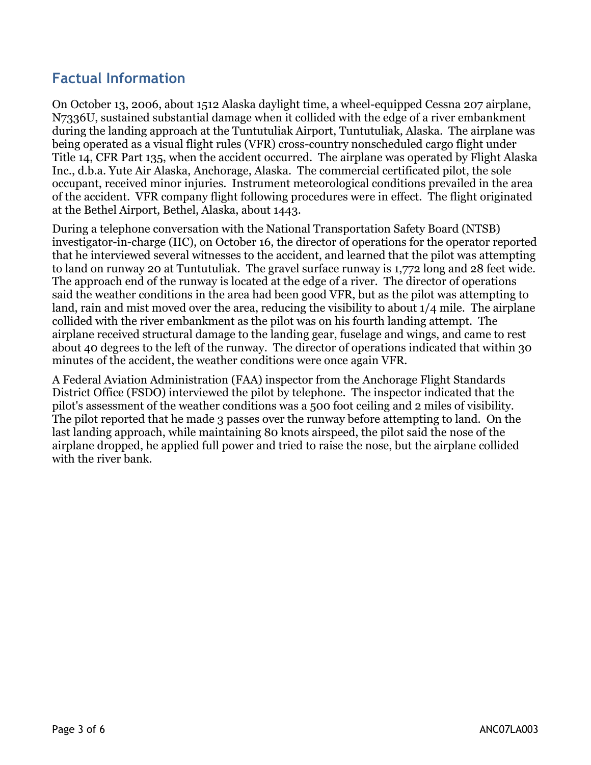## Factual Information

On October 13, 2006, about 1512 Alaska daylight time, a wheel-equipped Cessna 207 airplane, N7336U, sustained substantial damage when it collided with the edge of a river embankment during the landing approach at the Tuntutuliak Airport, Tuntutuliak, Alaska. The airplane was being operated as a visual flight rules (VFR) cross-country nonscheduled cargo flight under Title 14, CFR Part 135, when the accident occurred. The airplane was operated by Flight Alaska Inc., d.b.a. Yute Air Alaska, Anchorage, Alaska. The commercial certificated pilot, the sole occupant, received minor injuries. Instrument meteorological conditions prevailed in the area of the accident. VFR company flight following procedures were in effect. The flight originated at the Bethel Airport, Bethel, Alaska, about 1443.

During a telephone conversation with the National Transportation Safety Board (NTSB) investigator-in-charge (IIC), on October 16, the director of operations for the operator reported that he interviewed several witnesses to the accident, and learned that the pilot was attempting to land on runway 20 at Tuntutuliak. The gravel surface runway is 1,772 long and 28 feet wide. The approach end of the runway is located at the edge of a river. The director of operations said the weather conditions in the area had been good VFR, but as the pilot was attempting to land, rain and mist moved over the area, reducing the visibility to about 1/4 mile. The airplane collided with the river embankment as the pilot was on his fourth landing attempt. The airplane received structural damage to the landing gear, fuselage and wings, and came to rest about 40 degrees to the left of the runway. The director of operations indicated that within 30 minutes of the accident, the weather conditions were once again VFR.

A Federal Aviation Administration (FAA) inspector from the Anchorage Flight Standards District Office (FSDO) interviewed the pilot by telephone. The inspector indicated that the pilot's assessment of the weather conditions was a 500 foot ceiling and 2 miles of visibility. The pilot reported that he made 3 passes over the runway before attempting to land. On the last landing approach, while maintaining 80 knots airspeed, the pilot said the nose of the airplane dropped, he applied full power and tried to raise the nose, but the airplane collided with the river bank.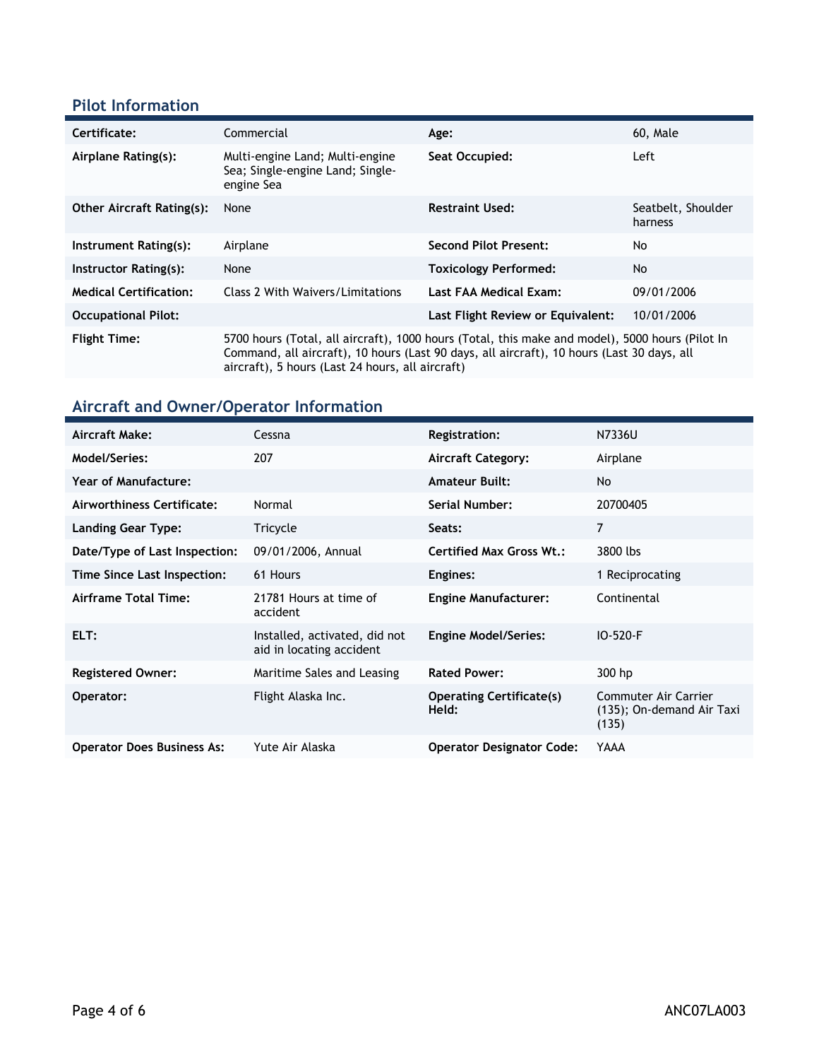## Pilot Information

| | | | |
|---|---|---|---|
| **Certificate:** | Commercial | **Age:** | 60, Male |
| **Airplane Rating(s):** | Multi-engine Land; Multi-engine Sea; Single-engine Land; Single-engine Sea | **Seat Occupied:** | Left |
| **Other Aircraft Rating(s):** | None | **Restraint Used:** | Seatbelt, Shoulder harness |
| **Instrument Rating(s):** | Airplane | **Second Pilot Present:** | No |
| **Instructor Rating(s):** | None | **Toxicology Performed:** | No |
| **Medical Certification:** | Class 2 With Waivers/Limitations | **Last FAA Medical Exam:** | 09/01/2006 |
| **Occupational Pilot:** | | **Last Flight Review or Equivalent:** | 10/01/2006 |
| **Flight Time:** | 5700 hours (Total, all aircraft), 1000 hours (Total, this make and model), 5000 hours (Pilot In Command, all aircraft), 10 hours (Last 90 days, all aircraft), 10 hours (Last 30 days, all aircraft), 5 hours (Last 24 hours, all aircraft) | | |

## Aircraft and Owner/Operator Information

| | | | |
|---|---|---|---|
| **Aircraft Make:** | Cessna | **Registration:** | N7336U |
| **Model/Series:** | 207 | **Aircraft Category:** | Airplane |
| **Year of Manufacture:** | | **Amateur Built:** | No |
| **Airworthiness Certificate:** | Normal | **Serial Number:** | 20700405 |
| **Landing Gear Type:** | Tricycle | **Seats:** | 7 |
| **Date/Type of Last Inspection:** | 09/01/2006, Annual | **Certified Max Gross Wt.:** | 3800 lbs |
| **Time Since Last Inspection:** | 61 Hours | **Engines:** | 1 Reciprocating |
| **Airframe Total Time:** | 21781 Hours at time of accident | **Engine Manufacturer:** | Continental |
| **ELT:** | Installed, activated, did not aid in locating accident | **Engine Model/Series:** | IO-520-F |
| **Registered Owner:** | Maritime Sales and Leasing | **Rated Power:** | 300 hp |
| **Operator:** | Flight Alaska Inc. | **Operating Certificate(s) Held:** | Commuter Air Carrier (135); On-demand Air Taxi (135) |
| **Operator Does Business As:** | Yute Air Alaska | **Operator Designator Code:** | YAAA |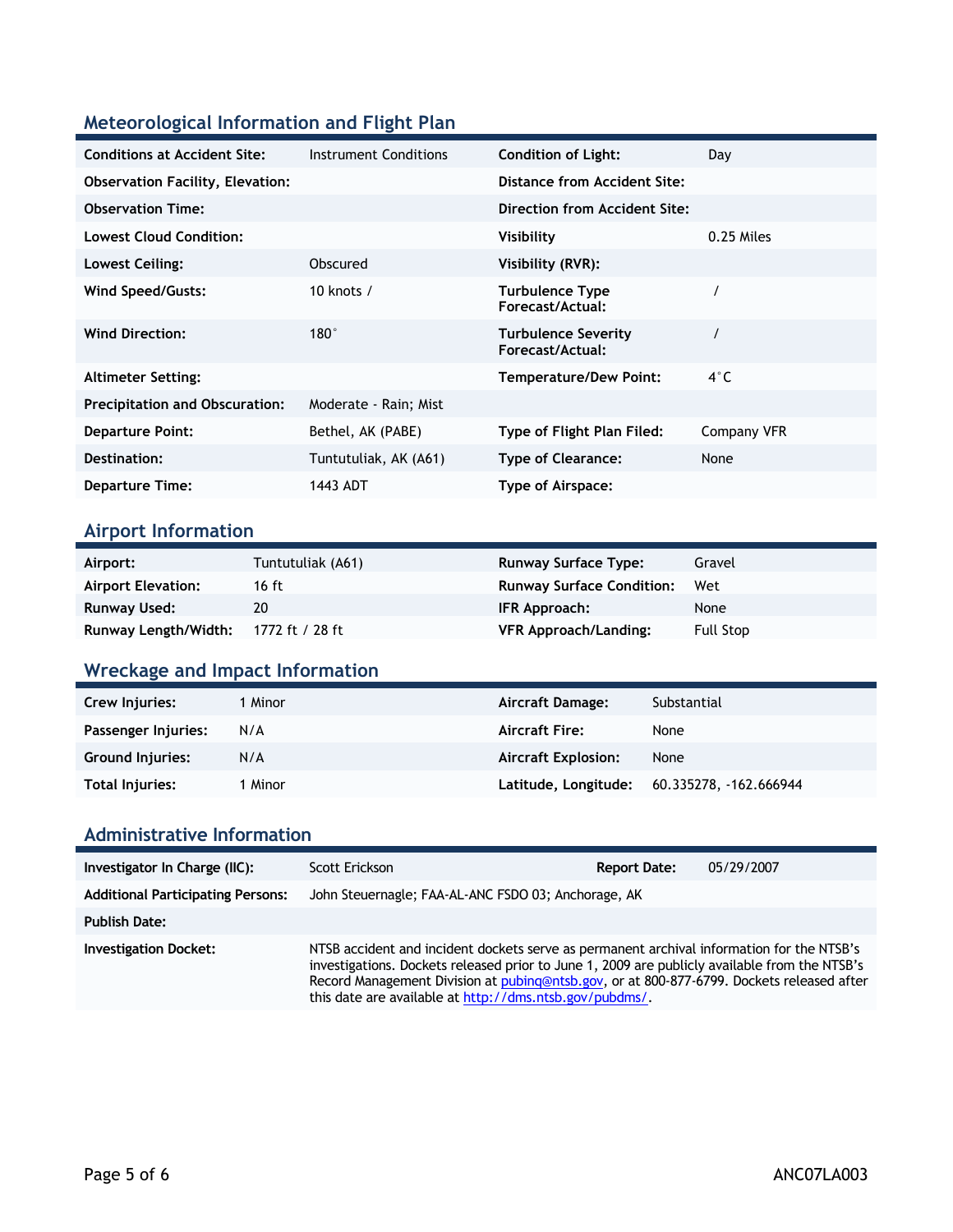## Meteorological Information and Flight Plan

| | | | |
|---|---|---|---|
| **Conditions at Accident Site:** | Instrument Conditions | **Condition of Light:** | Day |
| **Observation Facility, Elevation:** | | **Distance from Accident Site:** | |
| **Observation Time:** | | **Direction from Accident Site:** | |
| **Lowest Cloud Condition:** | | **Visibility** | 0.25 Miles |
| **Lowest Ceiling:** | Obscured | **Visibility (RVR):** | |
| **Wind Speed/Gusts:** | 10 knots / | **Turbulence Type Forecast/Actual:** | / |
| **Wind Direction:** | 180° | **Turbulence Severity Forecast/Actual:** | / |
| **Altimeter Setting:** | | **Temperature/Dew Point:** | 4°C |
| **Precipitation and Obscuration:** | Moderate - Rain; Mist | | |
| **Departure Point:** | Bethel, AK (PABE) | **Type of Flight Plan Filed:** | Company VFR |
| **Destination:** | Tuntutuliak, AK (A61) | **Type of Clearance:** | None |
| **Departure Time:** | 1443 ADT | **Type of Airspace:** | |

## Airport Information

| | | | |
|---|---|---|---|
| **Airport:** | Tuntutuliak (A61) | **Runway Surface Type:** | Gravel |
| **Airport Elevation:** | 16 ft | **Runway Surface Condition:** | Wet |
| **Runway Used:** | 20 | **IFR Approach:** | None |
| **Runway Length/Width:** | 1772 ft / 28 ft | **VFR Approach/Landing:** | Full Stop |

## Wreckage and Impact Information

| | | | |
|---|---|---|---|
| **Crew Injuries:** | 1 Minor | **Aircraft Damage:** | Substantial |
| **Passenger Injuries:** | N/A | **Aircraft Fire:** | None |
| **Ground Injuries:** | N/A | **Aircraft Explosion:** | None |
| **Total Injuries:** | 1 Minor | **Latitude, Longitude:** | 60.335278, -162.666944 |

## Administrative Information

| | | | |
|---|---|---|---|
| **Investigator In Charge (IIC):** | Scott Erickson | **Report Date:** | 05/29/2007 |
| **Additional Participating Persons:** | John Steuernagle; FAA-AL-ANC FSDO 03; Anchorage, AK | | |
| **Publish Date:** | | | |
| **Investigation Docket:** | NTSB accident and incident dockets serve as permanent archival information for the NTSB's investigations. Dockets released prior to June 1, 2009 are publicly available from the NTSB's Record Management Division at pubinq@ntsb.gov, or at 800-877-6799. Dockets released after this date are available at http://dms.ntsb.gov/pubdms/. | | |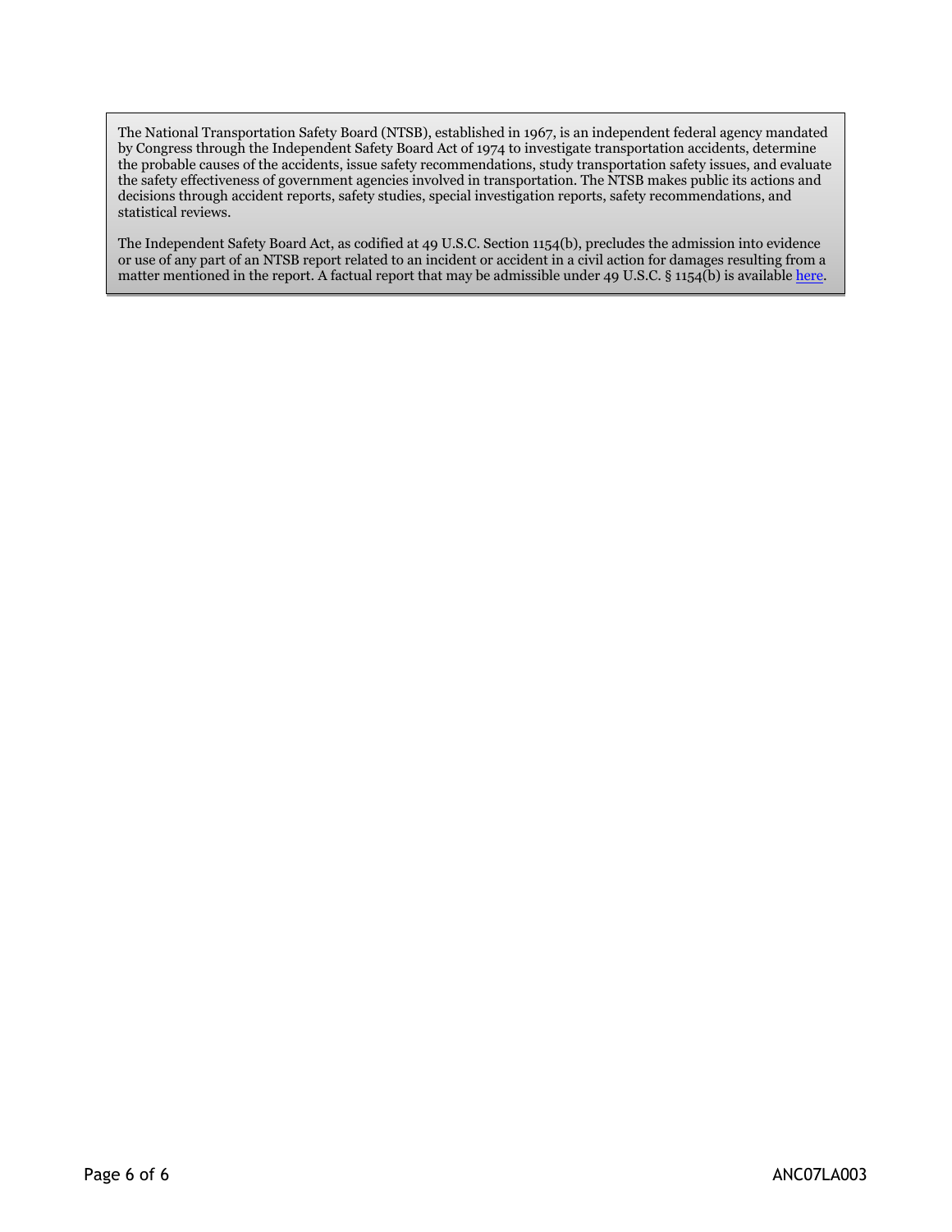The National Transportation Safety Board (NTSB), established in 1967, is an independent federal agency mandated by Congress through the Independent Safety Board Act of 1974 to investigate transportation accidents, determine the probable causes of the accidents, issue safety recommendations, study transportation safety issues, and evaluate the safety effectiveness of government agencies involved in transportation. The NTSB makes public its actions and decisions through accident reports, safety studies, special investigation reports, safety recommendations, and statistical reviews.

The Independent Safety Board Act, as codified at 49 U.S.C. Section 1154(b), precludes the admission into evidence or use of any part of an NTSB report related to an incident or accident in a civil action for damages resulting from a matter mentioned in the report. A factual report that may be admissible under 49 U.S.C. § 1154(b) is available here.